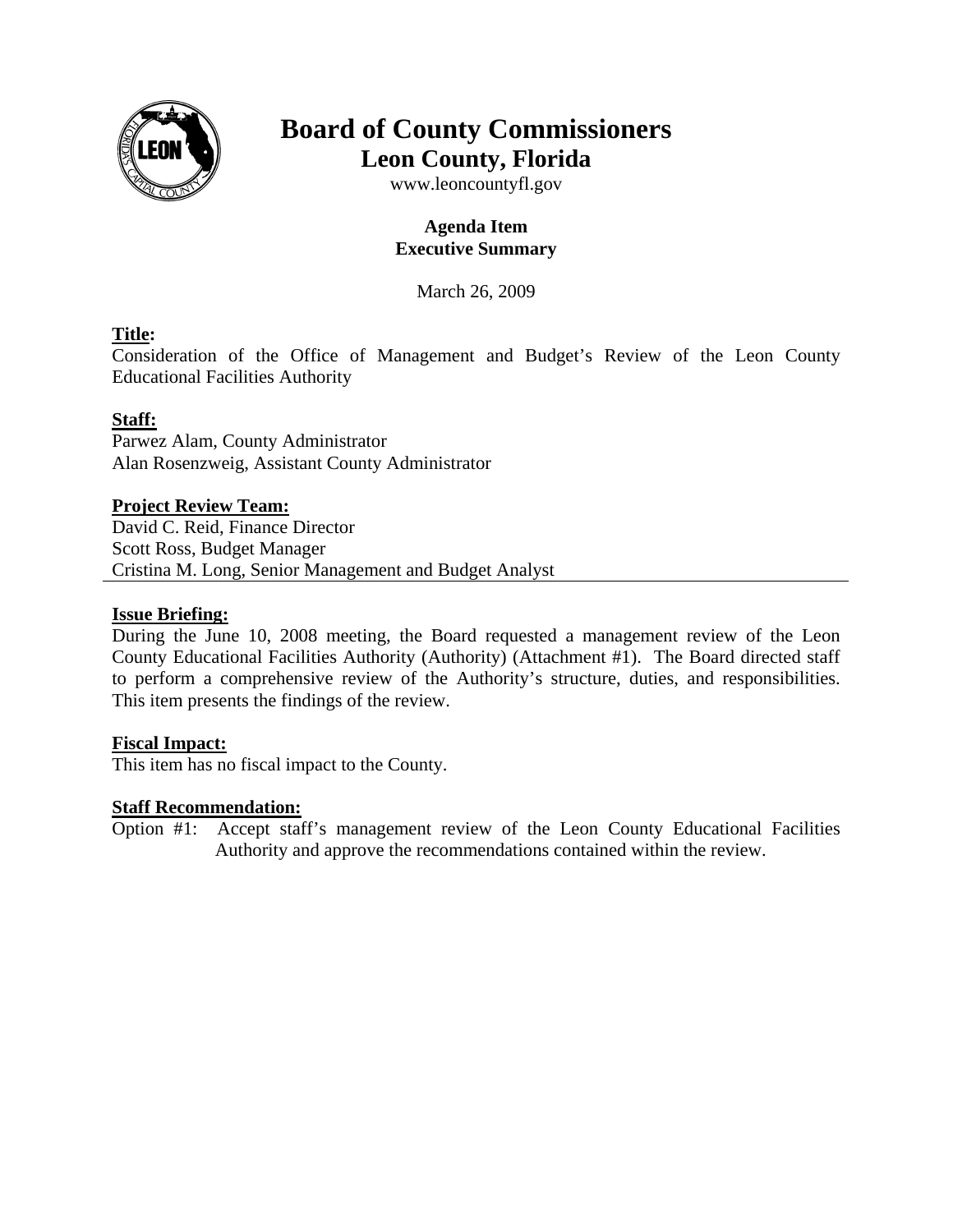# Board of County Commissioners
## Leon County, Florida

www.leoncountyfl.gov

**Agenda Item**
**Executive Summary**

March 26, 2009

**Title:**
Consideration of the Office of Management and Budget's Review of the Leon County Educational Facilities Authority

**Staff:**
Parwez Alam, County Administrator
Alan Rosenzweig, Assistant County Administrator

**Project Review Team:**
David C. Reid, Finance Director
Scott Ross, Budget Manager
Cristina M. Long, Senior Management and Budget Analyst

---

**Issue Briefing:**
During the June 10, 2008 meeting, the Board requested a management review of the Leon County Educational Facilities Authority (Authority) (Attachment #1). The Board directed staff to perform a comprehensive review of the Authority's structure, duties, and responsibilities. This item presents the findings of the review.

**Fiscal Impact:**
This item has no fiscal impact to the County.

**Staff Recommendation:**
Option #1: Accept staff's management review of the Leon County Educational Facilities Authority and approve the recommendations contained within the review.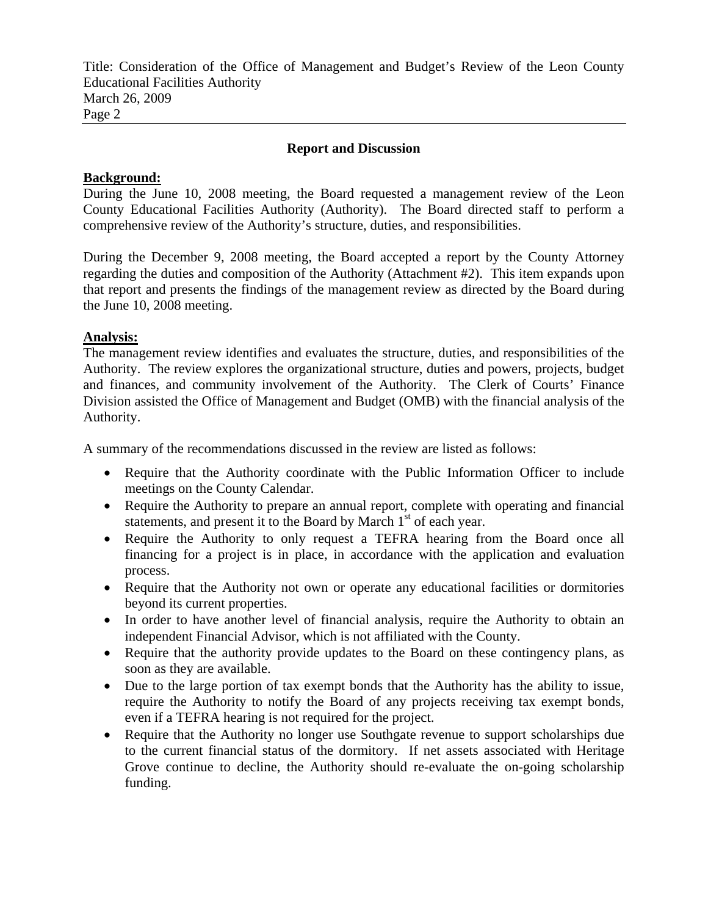## Report and Discussion

**Background:**

During the June 10, 2008 meeting, the Board requested a management review of the Leon County Educational Facilities Authority (Authority). The Board directed staff to perform a comprehensive review of the Authority's structure, duties, and responsibilities.

During the December 9, 2008 meeting, the Board accepted a report by the County Attorney regarding the duties and composition of the Authority (Attachment #2). This item expands upon that report and presents the findings of the management review as directed by the Board during the June 10, 2008 meeting.

**Analysis:**

The management review identifies and evaluates the structure, duties, and responsibilities of the Authority. The review explores the organizational structure, duties and powers, projects, budget and finances, and community involvement of the Authority. The Clerk of Courts' Finance Division assisted the Office of Management and Budget (OMB) with the financial analysis of the Authority.

A summary of the recommendations discussed in the review are listed as follows:

- Require that the Authority coordinate with the Public Information Officer to include meetings on the County Calendar.
- Require the Authority to prepare an annual report, complete with operating and financial statements, and present it to the Board by March 1st of each year.
- Require the Authority to only request a TEFRA hearing from the Board once all financing for a project is in place, in accordance with the application and evaluation process.
- Require that the Authority not own or operate any educational facilities or dormitories beyond its current properties.
- In order to have another level of financial analysis, require the Authority to obtain an independent Financial Advisor, which is not affiliated with the County.
- Require that the authority provide updates to the Board on these contingency plans, as soon as they are available.
- Due to the large portion of tax exempt bonds that the Authority has the ability to issue, require the Authority to notify the Board of any projects receiving tax exempt bonds, even if a TEFRA hearing is not required for the project.
- Require that the Authority no longer use Southgate revenue to support scholarships due to the current financial status of the dormitory. If net assets associated with Heritage Grove continue to decline, the Authority should re-evaluate the on-going scholarship funding.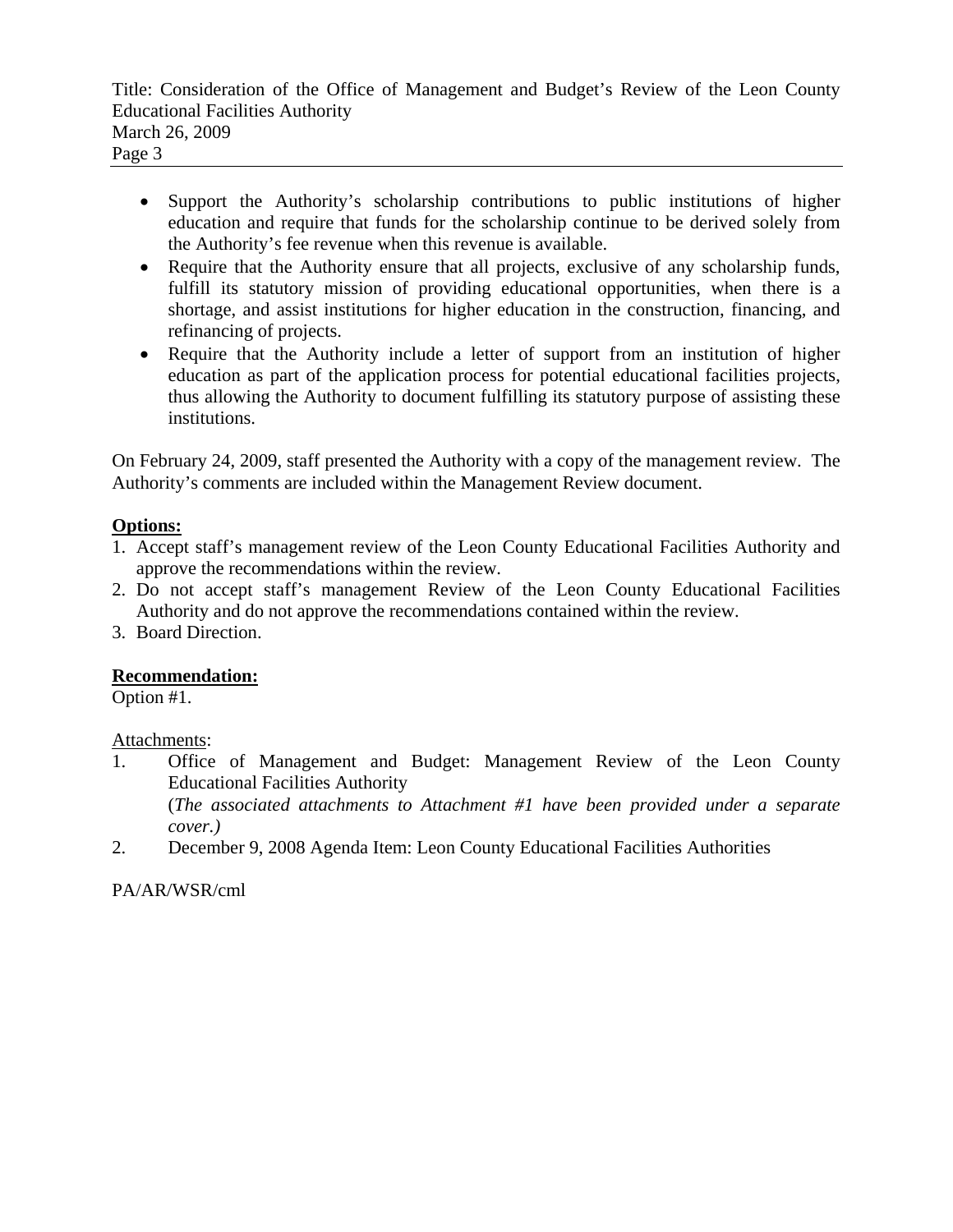- Support the Authority's scholarship contributions to public institutions of higher education and require that funds for the scholarship continue to be derived solely from the Authority's fee revenue when this revenue is available.
- Require that the Authority ensure that all projects, exclusive of any scholarship funds, fulfill its statutory mission of providing educational opportunities, when there is a shortage, and assist institutions for higher education in the construction, financing, and refinancing of projects.
- Require that the Authority include a letter of support from an institution of higher education as part of the application process for potential educational facilities projects, thus allowing the Authority to document fulfilling its statutory purpose of assisting these institutions.

On February 24, 2009, staff presented the Authority with a copy of the management review. The Authority's comments are included within the Management Review document.

**Options:**

1. Accept staff's management review of the Leon County Educational Facilities Authority and approve the recommendations within the review.
2. Do not accept staff's management Review of the Leon County Educational Facilities Authority and do not approve the recommendations contained within the review.
3. Board Direction.

**Recommendation:**

Option #1.

Attachments:

1. Office of Management and Budget: Management Review of the Leon County Educational Facilities Authority
   (*The associated attachments to Attachment #1 have been provided under a separate cover.)*
2. December 9, 2008 Agenda Item: Leon County Educational Facilities Authorities

PA/AR/WSR/cml